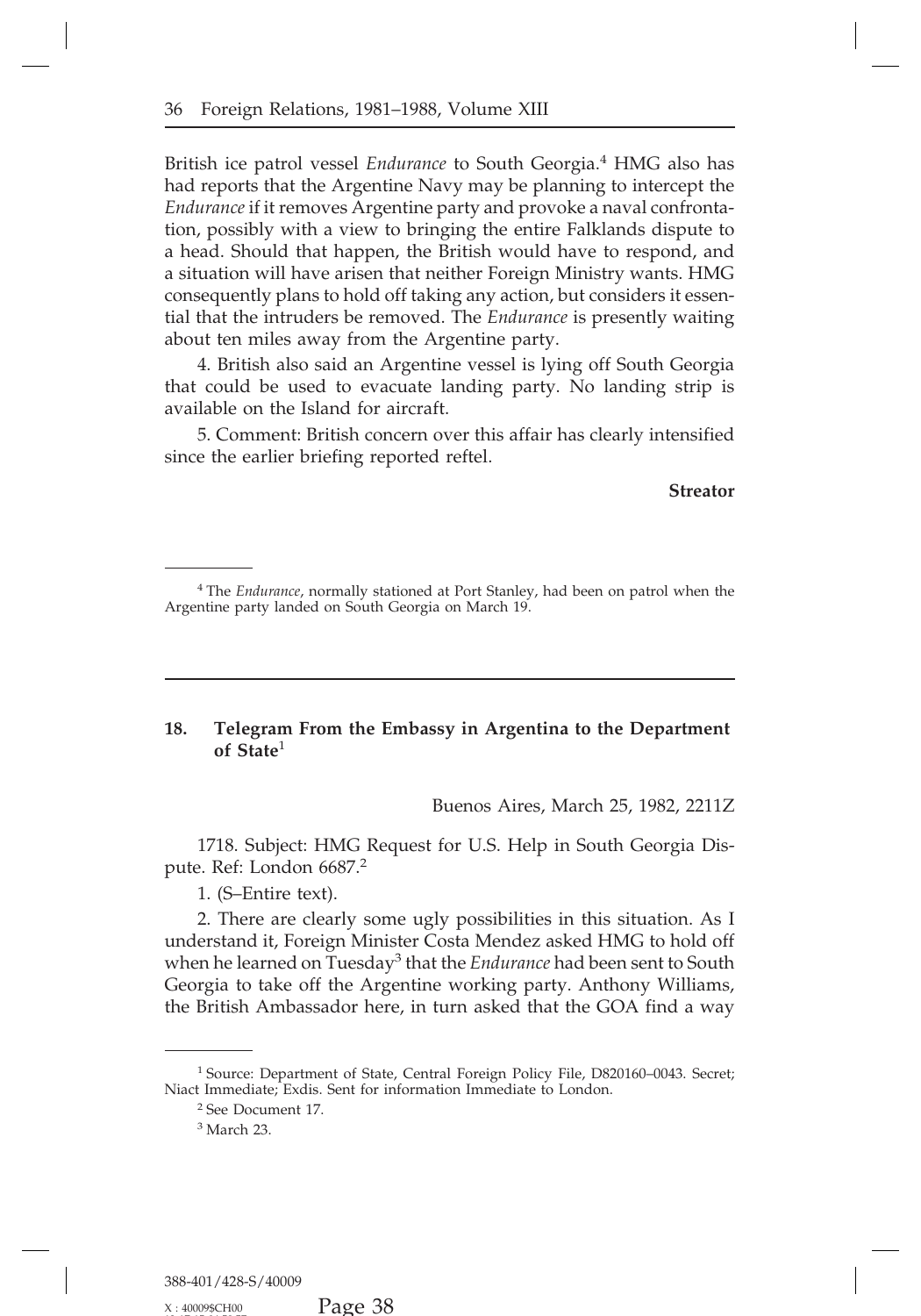British ice patrol vessel *Endurance* to South Georgia.[4] HMG also has had reports that the Argentine Navy may be planning to intercept the *Endurance* if it removes Argentine party and provoke a naval confrontation, possibly with a view to bringing the entire Falklands dispute to a head. Should that happen, the British would have to respond, and a situation will have arisen that neither Foreign Ministry wants. HMG consequently plans to hold off taking any action, but considers it essential that the intruders be removed. The *Endurance* is presently waiting about ten miles away from the Argentine party.

4. British also said an Argentine vessel is lying off South Georgia that could be used to evacuate landing party. No landing strip is available on the Island for aircraft.

5. Comment: British concern over this affair has clearly intensified since the earlier briefing reported reftel.

**Streator**

[4] The *Endurance*, normally stationed at Port Stanley, had been on patrol when the Argentine party landed on South Georgia on March 19.

---

### 18. Telegram From the Embassy in Argentina to the Department of State[1]

Buenos Aires, March 25, 1982, 2211Z

1718. Subject: HMG Request for U.S. Help in South Georgia Dispute. Ref: London 6687.[2]

1. (S–Entire text).

2. There are clearly some ugly possibilities in this situation. As I understand it, Foreign Minister Costa Mendez asked HMG to hold off when he learned on Tuesday[3] that the *Endurance* had been sent to South Georgia to take off the Argentine working party. Anthony Williams, the British Ambassador here, in turn asked that the GOA find a way

[1] Source: Department of State, Central Foreign Policy File, D820160–0043. Secret; Niact Immediate; Exdis. Sent for information Immediate to London.

[2] See Document 17.

[3] March 23.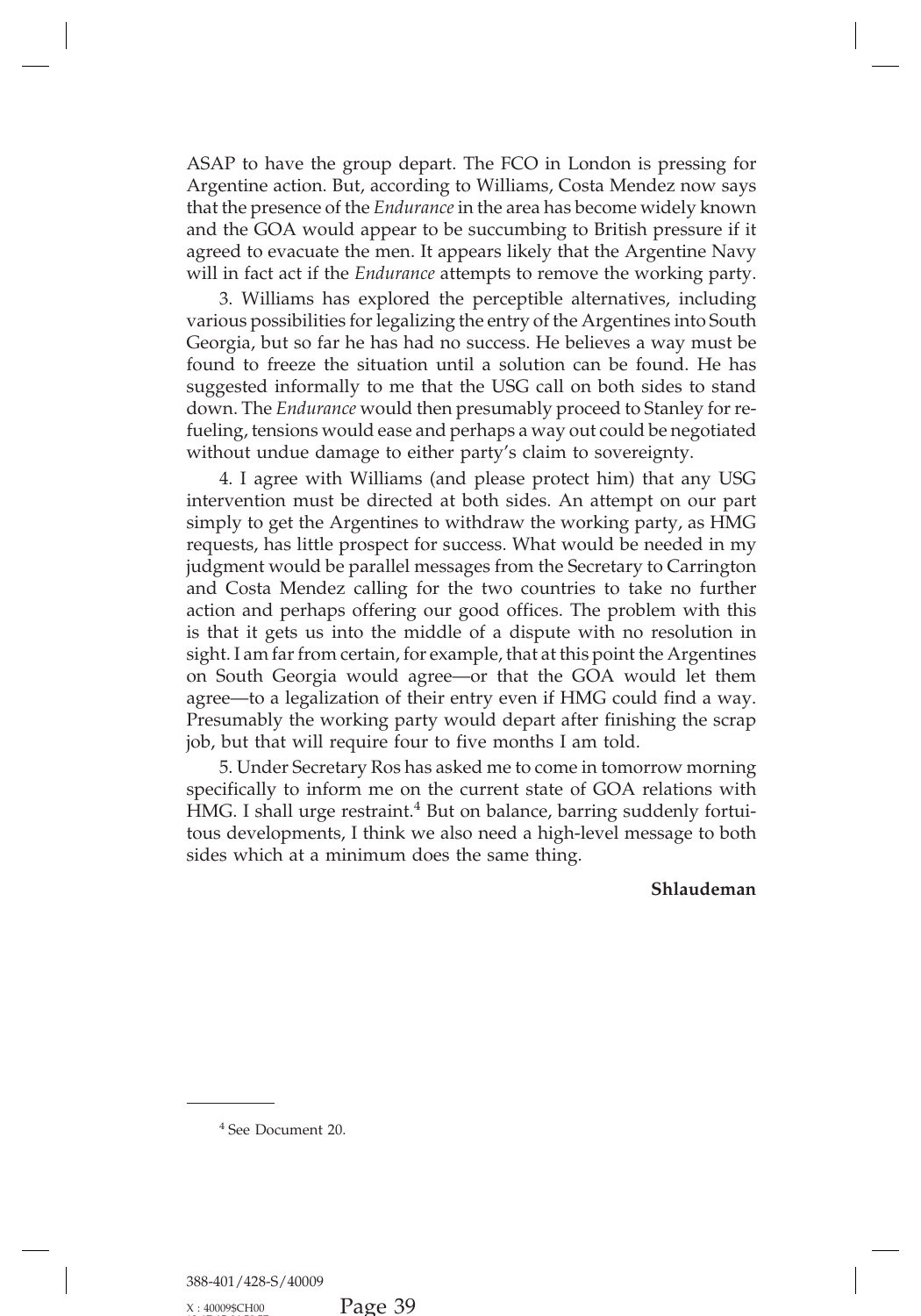ASAP to have the group depart. The FCO in London is pressing for Argentine action. But, according to Williams, Costa Mendez now says that the presence of the *Endurance* in the area has become widely known and the GOA would appear to be succumbing to British pressure if it agreed to evacuate the men. It appears likely that the Argentine Navy will in fact act if the *Endurance* attempts to remove the working party.

3. Williams has explored the perceptible alternatives, including various possibilities for legalizing the entry of the Argentines into South Georgia, but so far he has had no success. He believes a way must be found to freeze the situation until a solution can be found. He has suggested informally to me that the USG call on both sides to stand down. The *Endurance* would then presumably proceed to Stanley for refueling, tensions would ease and perhaps a way out could be negotiated without undue damage to either party's claim to sovereignty.

4. I agree with Williams (and please protect him) that any USG intervention must be directed at both sides. An attempt on our part simply to get the Argentines to withdraw the working party, as HMG requests, has little prospect for success. What would be needed in my judgment would be parallel messages from the Secretary to Carrington and Costa Mendez calling for the two countries to take no further action and perhaps offering our good offices. The problem with this is that it gets us into the middle of a dispute with no resolution in sight. I am far from certain, for example, that at this point the Argentines on South Georgia would agree—or that the GOA would let them agree—to a legalization of their entry even if HMG could find a way. Presumably the working party would depart after finishing the scrap job, but that will require four to five months I am told.

5. Under Secretary Ros has asked me to come in tomorrow morning specifically to inform me on the current state of GOA relations with HMG. I shall urge restraint.[4] But on balance, barring suddenly fortuitous developments, I think we also need a high-level message to both sides which at a minimum does the same thing.

**Shlaudeman**

---

[4] See Document 20.